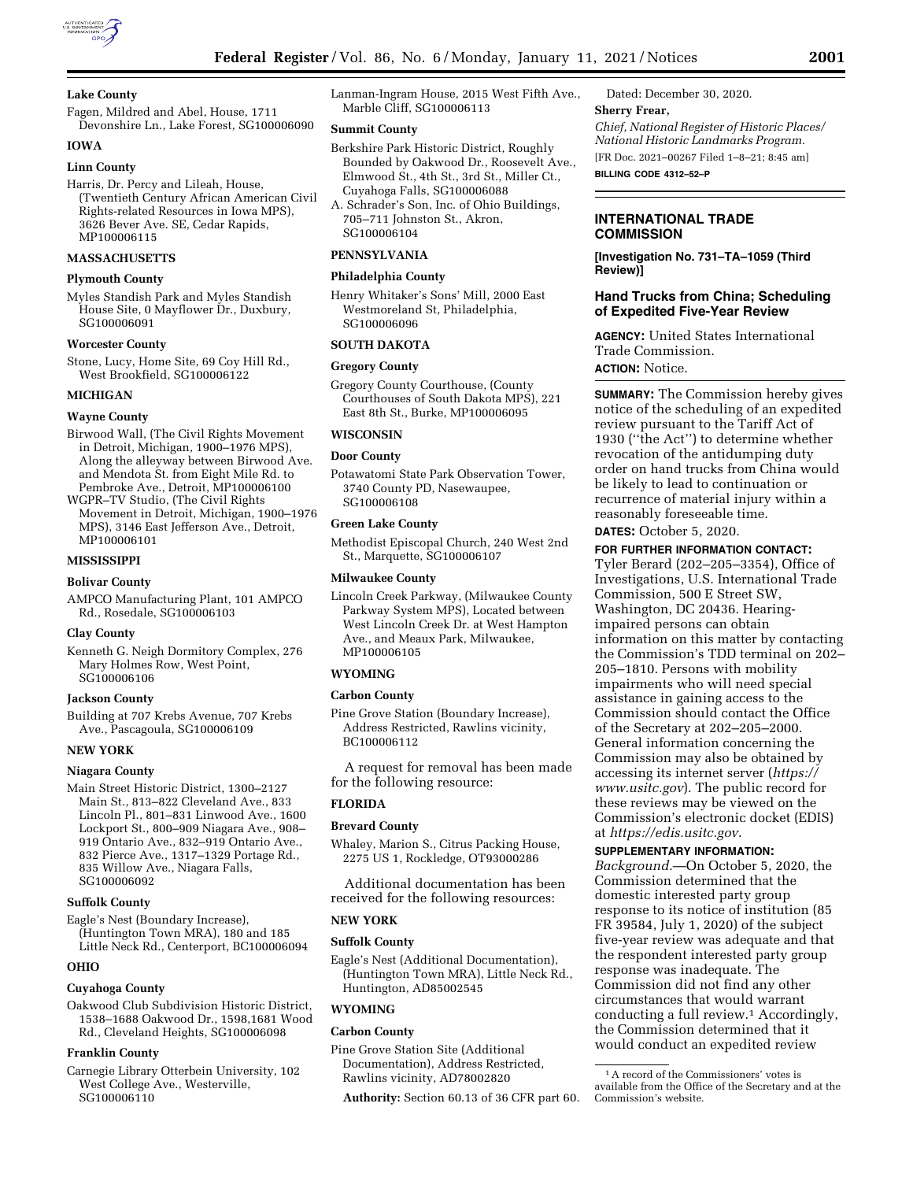**Lake County**

Fagen, Mildred and Abel, House, 1711 Devonshire Ln., Lake Forest, SG100006090

**IOWA**

**Linn County**

Harris, Dr. Percy and Lileah, House, (Twentieth Century African American Civil Rights-related Resources in Iowa MPS), 3626 Bever Ave. SE, Cedar Rapids, MP100006115

**MASSACHUSETTS**

**Plymouth County**

Myles Standish Park and Myles Standish House Site, 0 Mayflower Dr., Duxbury, SG100006091

**Worcester County**

Stone, Lucy, Home Site, 69 Coy Hill Rd., West Brookfield, SG100006122

**MICHIGAN**

**Wayne County**

Birwood Wall, (The Civil Rights Movement in Detroit, Michigan, 1900–1976 MPS), Along the alleyway between Birwood Ave. and Mendota St. from Eight Mile Rd. to Pembroke Ave., Detroit, MP100006100

WGPR–TV Studio, (The Civil Rights Movement in Detroit, Michigan, 1900–1976 MPS), 3146 East Jefferson Ave., Detroit, MP100006101

**MISSISSIPPI**

**Bolivar County**

AMPCO Manufacturing Plant, 101 AMPCO Rd., Rosedale, SG100006103

**Clay County**

Kenneth G. Neigh Dormitory Complex, 276 Mary Holmes Row, West Point, SG100006106

**Jackson County**

Building at 707 Krebs Avenue, 707 Krebs Ave., Pascagoula, SG100006109

**NEW YORK**

**Niagara County**

Main Street Historic District, 1300–2127 Main St., 813–822 Cleveland Ave., 833 Lincoln Pl., 801–831 Linwood Ave., 1600 Lockport St., 800–909 Niagara Ave., 908–919 Ontario Ave., 832–919 Ontario Ave., 832 Pierce Ave., 1317–1329 Portage Rd., 835 Willow Ave., Niagara Falls, SG100006092

**Suffolk County**

Eagle's Nest (Boundary Increase), (Huntington Town MRA), 180 and 185 Little Neck Rd., Centerport, BC100006094

**OHIO**

**Cuyahoga County**

Oakwood Club Subdivision Historic District, 1538–1688 Oakwood Dr., 1598,1681 Wood Rd., Cleveland Heights, SG100006098

**Franklin County**

Carnegie Library Otterbein University, 102 West College Ave., Westerville, SG100006110

Lanman-Ingram House, 2015 West Fifth Ave., Marble Cliff, SG100006113

**Summit County**

Berkshire Park Historic District, Roughly Bounded by Oakwood Dr., Roosevelt Ave., Elmwood St., 4th St., 3rd St., Miller Ct., Cuyahoga Falls, SG100006088

A. Schrader's Son, Inc. of Ohio Buildings, 705–711 Johnston St., Akron, SG100006104

**PENNSYLVANIA**

**Philadelphia County**

Henry Whitaker's Sons' Mill, 2000 East Westmoreland St, Philadelphia, SG100006096

**SOUTH DAKOTA**

**Gregory County**

Gregory County Courthouse, (County Courthouses of South Dakota MPS), 221 East 8th St., Burke, MP100006095

**WISCONSIN**

**Door County**

Potawatomi State Park Observation Tower, 3740 County PD, Nasewaupee, SG100006108

**Green Lake County**

Methodist Episcopal Church, 240 West 2nd St., Marquette, SG100006107

**Milwaukee County**

Lincoln Creek Parkway, (Milwaukee County Parkway System MPS), Located between West Lincoln Creek Dr. at West Hampton Ave., and Meaux Park, Milwaukee, MP100006105

**WYOMING**

**Carbon County**

Pine Grove Station (Boundary Increase), Address Restricted, Rawlins vicinity, BC100006112

A request for removal has been made for the following resource:

**FLORIDA**

**Brevard County**

Whaley, Marion S., Citrus Packing House, 2275 US 1, Rockledge, OT93000286

Additional documentation has been received for the following resources:

**NEW YORK**

**Suffolk County**

Eagle's Nest (Additional Documentation), (Huntington Town MRA), Little Neck Rd., Huntington, AD85002545

**WYOMING**

**Carbon County**

Pine Grove Station Site (Additional Documentation), Address Restricted, Rawlins vicinity, AD78002820

**Authority:** Section 60.13 of 36 CFR part 60.

Dated: December 30, 2020.

**Sherry Frear,**

*Chief, National Register of Historic Places/National Historic Landmarks Program.*

[FR Doc. 2021–00267 Filed 1–8–21; 8:45 am]

**BILLING CODE 4312–52–P**

---

## INTERNATIONAL TRADE COMMISSION

**[Investigation No. 731–TA–1059 (Third Review)]**

### Hand Trucks from China; Scheduling of Expedited Five-Year Review

**AGENCY:** United States International Trade Commission.

**ACTION:** Notice.

**SUMMARY:** The Commission hereby gives notice of the scheduling of an expedited review pursuant to the Tariff Act of 1930 ("the Act") to determine whether revocation of the antidumping duty order on hand trucks from China would be likely to lead to continuation or recurrence of material injury within a reasonably foreseeable time.

**DATES:** October 5, 2020.

**FOR FURTHER INFORMATION CONTACT:** Tyler Berard (202–205–3354), Office of Investigations, U.S. International Trade Commission, 500 E Street SW, Washington, DC 20436. Hearing-impaired persons can obtain information on this matter by contacting the Commission's TDD terminal on 202–205–1810. Persons with mobility impairments who will need special assistance in gaining access to the Commission should contact the Office of the Secretary at 202–205–2000. General information concerning the Commission may also be obtained by accessing its internet server (*https://www.usitc.gov*). The public record for these reviews may be viewed on the Commission's electronic docket (EDIS) at *https://edis.usitc.gov*.

**SUPPLEMENTARY INFORMATION:**

*Background.*—On October 5, 2020, the Commission determined that the domestic interested party group response to its notice of institution (85 FR 39584, July 1, 2020) of the subject five-year review was adequate and that the respondent interested party group response was inadequate. The Commission did not find any other circumstances that would warrant conducting a full review.[1] Accordingly, the Commission determined that it would conduct an expedited review

[1] A record of the Commissioners' votes is available from the Office of the Secretary and at the Commission's website.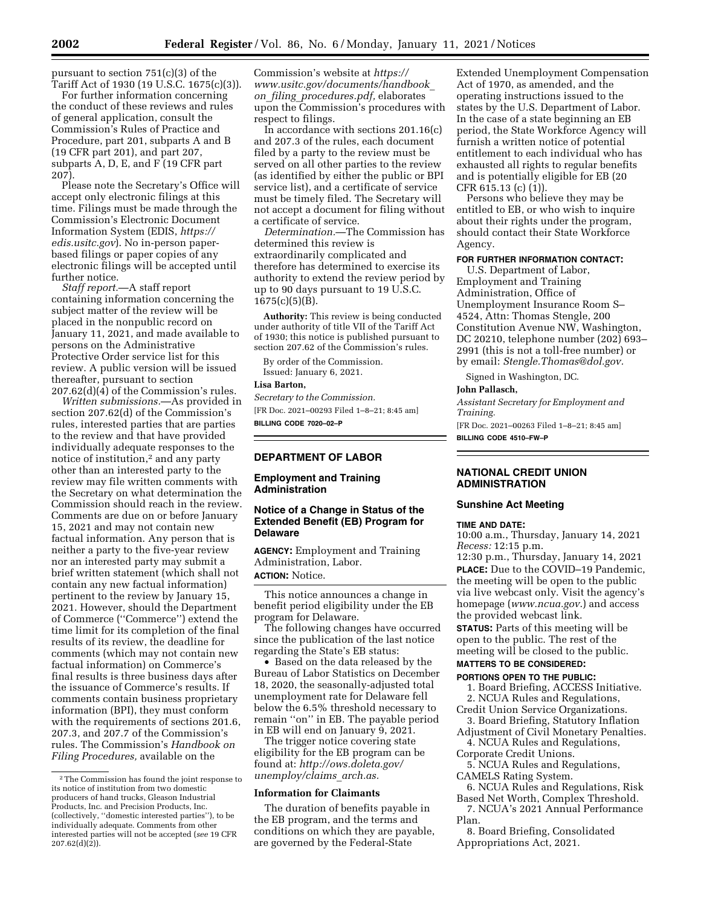pursuant to section 751(c)(3) of the Tariff Act of 1930 (19 U.S.C. 1675(c)(3)).

For further information concerning the conduct of these reviews and rules of general application, consult the Commission's Rules of Practice and Procedure, part 201, subparts A and B (19 CFR part 201), and part 207, subparts A, D, E, and F (19 CFR part 207).

Please note the Secretary's Office will accept only electronic filings at this time. Filings must be made through the Commission's Electronic Document Information System (EDIS, *https://edis.usitc.gov*). No in-person paper-based filings or paper copies of any electronic filings will be accepted until further notice.

*Staff report.*—A staff report containing information concerning the subject matter of the review will be placed in the nonpublic record on January 11, 2021, and made available to persons on the Administrative Protective Order service list for this review. A public version will be issued thereafter, pursuant to section 207.62(d)(4) of the Commission's rules.

*Written submissions.*—As provided in section 207.62(d) of the Commission's rules, interested parties that are parties to the review and that have provided individually adequate responses to the notice of institution,[2] and any party other than an interested party to the review may file written comments with the Secretary on what determination the Commission should reach in the review. Comments are due on or before January 15, 2021 and may not contain new factual information. Any person that is neither a party to the five-year review nor an interested party may submit a brief written statement (which shall not contain any new factual information) pertinent to the review by January 15, 2021. However, should the Department of Commerce (''Commerce'') extend the time limit for its completion of the final results of its review, the deadline for comments (which may not contain new factual information) on Commerce's final results is three business days after the issuance of Commerce's results. If comments contain business proprietary information (BPI), they must conform with the requirements of sections 201.6, 207.3, and 207.7 of the Commission's rules. The Commission's *Handbook on Filing Procedures,* available on the Commission's website at *https://www.usitc.gov/documents/handbook_on_filing_procedures.pdf,* elaborates upon the Commission's procedures with respect to filings.

In accordance with sections 201.16(c) and 207.3 of the rules, each document filed by a party to the review must be served on all other parties to the review (as identified by either the public or BPI service list), and a certificate of service must be timely filed. The Secretary will not accept a document for filing without a certificate of service.

*Determination.*—The Commission has determined this review is extraordinarily complicated and therefore has determined to exercise its authority to extend the review period by up to 90 days pursuant to 19 U.S.C. 1675(c)(5)(B).

**Authority:** This review is being conducted under authority of title VII of the Tariff Act of 1930; this notice is published pursuant to section 207.62 of the Commission's rules.

By order of the Commission.

Issued: January 6, 2021.

**Lisa Barton,**

*Secretary to the Commission.*

[FR Doc. 2021–00293 Filed 1–8–21; 8:45 am]

**BILLING CODE 7020–02–P**

[2] The Commission has found the joint response to its notice of institution from two domestic producers of hand trucks, Gleason Industrial Products, Inc. and Precision Products, Inc. (collectively, ''domestic interested parties''), to be individually adequate. Comments from other interested parties will not be accepted (*see* 19 CFR 207.62(d)(2)).

## DEPARTMENT OF LABOR

### Employment and Training Administration

### Notice of a Change in Status of the Extended Benefit (EB) Program for Delaware

**AGENCY:** Employment and Training Administration, Labor.

**ACTION:** Notice.

This notice announces a change in benefit period eligibility under the EB program for Delaware.

The following changes have occurred since the publication of the last notice regarding the State's EB status:

- Based on the data released by the Bureau of Labor Statistics on December 18, 2020, the seasonally-adjusted total unemployment rate for Delaware fell below the 6.5% threshold necessary to remain ''on'' in EB. The payable period in EB will end on January 9, 2021.

The trigger notice covering state eligibility for the EB program can be found at: *http://ows.doleta.gov/unemploy/claims_arch.as.*

#### Information for Claimants

The duration of benefits payable in the EB program, and the terms and conditions on which they are payable, are governed by the Federal-State Extended Unemployment Compensation Act of 1970, as amended, and the operating instructions issued to the states by the U.S. Department of Labor. In the case of a state beginning an EB period, the State Workforce Agency will furnish a written notice of potential entitlement to each individual who has exhausted all rights to regular benefits and is potentially eligible for EB (20 CFR 615.13 (c) (1)).

Persons who believe they may be entitled to EB, or who wish to inquire about their rights under the program, should contact their State Workforce Agency.

**FOR FURTHER INFORMATION CONTACT:**

U.S. Department of Labor, Employment and Training Administration, Office of Unemployment Insurance Room S–4524, Attn: Thomas Stengle, 200 Constitution Avenue NW, Washington, DC 20210, telephone number (202) 693–2991 (this is not a toll-free number) or by email: *Stengle.Thomas@dol.gov.*

Signed in Washington, DC.

**John Pallasch,**

*Assistant Secretary for Employment and Training.*

[FR Doc. 2021–00263 Filed 1–8–21; 8:45 am]

**BILLING CODE 4510–FW–P**

## NATIONAL CREDIT UNION ADMINISTRATION

### Sunshine Act Meeting

**TIME AND DATE:**

10:00 a.m., Thursday, January 14, 2021

*Recess:* 12:15 p.m.

12:30 p.m., Thursday, January 14, 2021

**PLACE:** Due to the COVID–19 Pandemic, the meeting will be open to the public via live webcast only. Visit the agency's homepage (*www.ncua.gov.*) and access the provided webcast link.

**STATUS:** Parts of this meeting will be open to the public. The rest of the meeting will be closed to the public.

**MATTERS TO BE CONSIDERED:**

**PORTIONS OPEN TO THE PUBLIC:**

1. Board Briefing, ACCESS Initiative.
2. NCUA Rules and Regulations, Credit Union Service Organizations.
3. Board Briefing, Statutory Inflation Adjustment of Civil Monetary Penalties.
4. NCUA Rules and Regulations, Corporate Credit Unions.
5. NCUA Rules and Regulations, CAMELS Rating System.
6. NCUA Rules and Regulations, Risk Based Net Worth, Complex Threshold.
7. NCUA's 2021 Annual Performance Plan.
8. Board Briefing, Consolidated Appropriations Act, 2021.